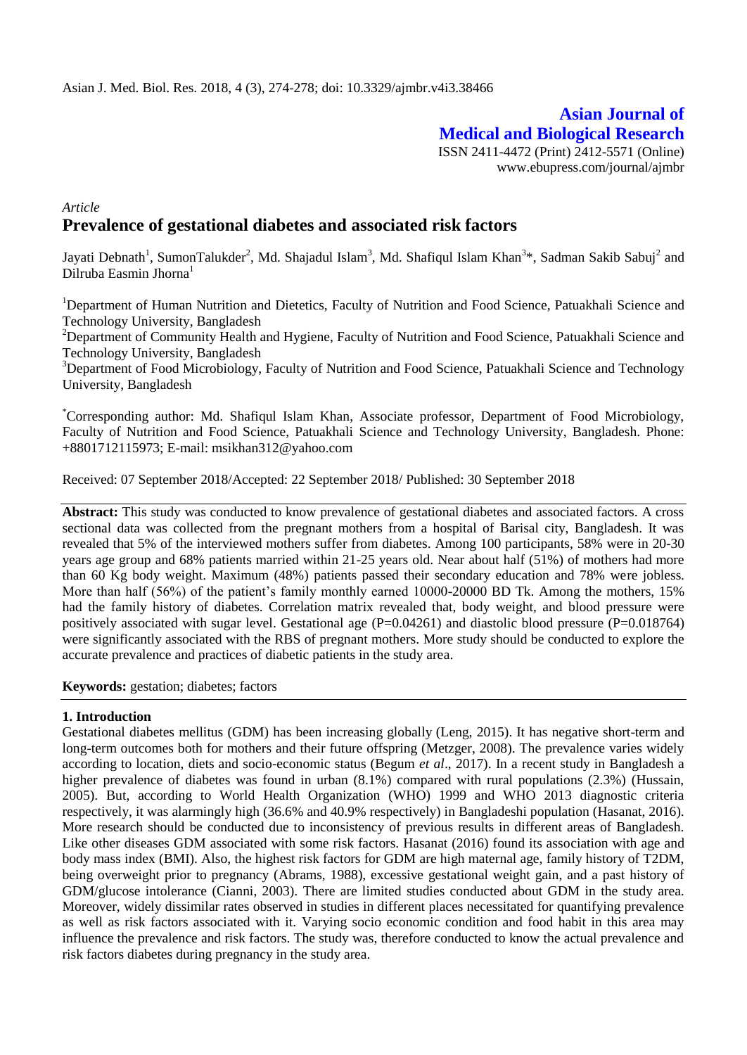*Article*

# Prevalence of gestational diabetes and associated risk factors

Jayati Debnath[1], SumonTalukder[2], Md. Shajadul Islam[3], Md. Shafiqul Islam Khan[3]*, Sadman Sakib Sabuj[2] and Dilruba Easmin Jhorna[1]

[1]Department of Human Nutrition and Dietetics, Faculty of Nutrition and Food Science, Patuakhali Science and Technology University, Bangladesh

[2]Department of Community Health and Hygiene, Faculty of Nutrition and Food Science, Patuakhali Science and Technology University, Bangladesh

[3]Department of Food Microbiology, Faculty of Nutrition and Food Science, Patuakhali Science and Technology University, Bangladesh

*Corresponding author: Md. Shafiqul Islam Khan, Associate professor, Department of Food Microbiology, Faculty of Nutrition and Food Science, Patuakhali Science and Technology University, Bangladesh. Phone: +8801712115973; E-mail: msikhan312@yahoo.com

Received: 07 September 2018/Accepted: 22 September 2018/ Published: 30 September 2018

**Abstract:** This study was conducted to know prevalence of gestational diabetes and associated factors. A cross sectional data was collected from the pregnant mothers from a hospital of Barisal city, Bangladesh. It was revealed that 5% of the interviewed mothers suffer from diabetes. Among 100 participants, 58% were in 20-30 years age group and 68% patients married within 21-25 years old. Near about half (51%) of mothers had more than 60 Kg body weight. Maximum (48%) patients passed their secondary education and 78% were jobless. More than half (56%) of the patient's family monthly earned 10000-20000 BD Tk. Among the mothers, 15% had the family history of diabetes. Correlation matrix revealed that, body weight, and blood pressure were positively associated with sugar level. Gestational age (P=0.04261) and diastolic blood pressure (P=0.018764) were significantly associated with the RBS of pregnant mothers. More study should be conducted to explore the accurate prevalence and practices of diabetic patients in the study area.

**Keywords:** gestation; diabetes; factors

## 1. Introduction

Gestational diabetes mellitus (GDM) has been increasing globally (Leng, 2015). It has negative short-term and long-term outcomes both for mothers and their future offspring (Metzger, 2008). The prevalence varies widely according to location, diets and socio-economic status (Begum *et al*., 2017). In a recent study in Bangladesh a higher prevalence of diabetes was found in urban (8.1%) compared with rural populations (2.3%) (Hussain, 2005). But, according to World Health Organization (WHO) 1999 and WHO 2013 diagnostic criteria respectively, it was alarmingly high (36.6% and 40.9% respectively) in Bangladeshi population (Hasanat, 2016). More research should be conducted due to inconsistency of previous results in different areas of Bangladesh. Like other diseases GDM associated with some risk factors. Hasanat (2016) found its association with age and body mass index (BMI). Also, the highest risk factors for GDM are high maternal age, family history of T2DM, being overweight prior to pregnancy (Abrams, 1988), excessive gestational weight gain, and a past history of GDM/glucose intolerance (Cianni, 2003). There are limited studies conducted about GDM in the study area. Moreover, widely dissimilar rates observed in studies in different places necessitated for quantifying prevalence as well as risk factors associated with it. Varying socio economic condition and food habit in this area may influence the prevalence and risk factors. The study was, therefore conducted to know the actual prevalence and risk factors diabetes during pregnancy in the study area.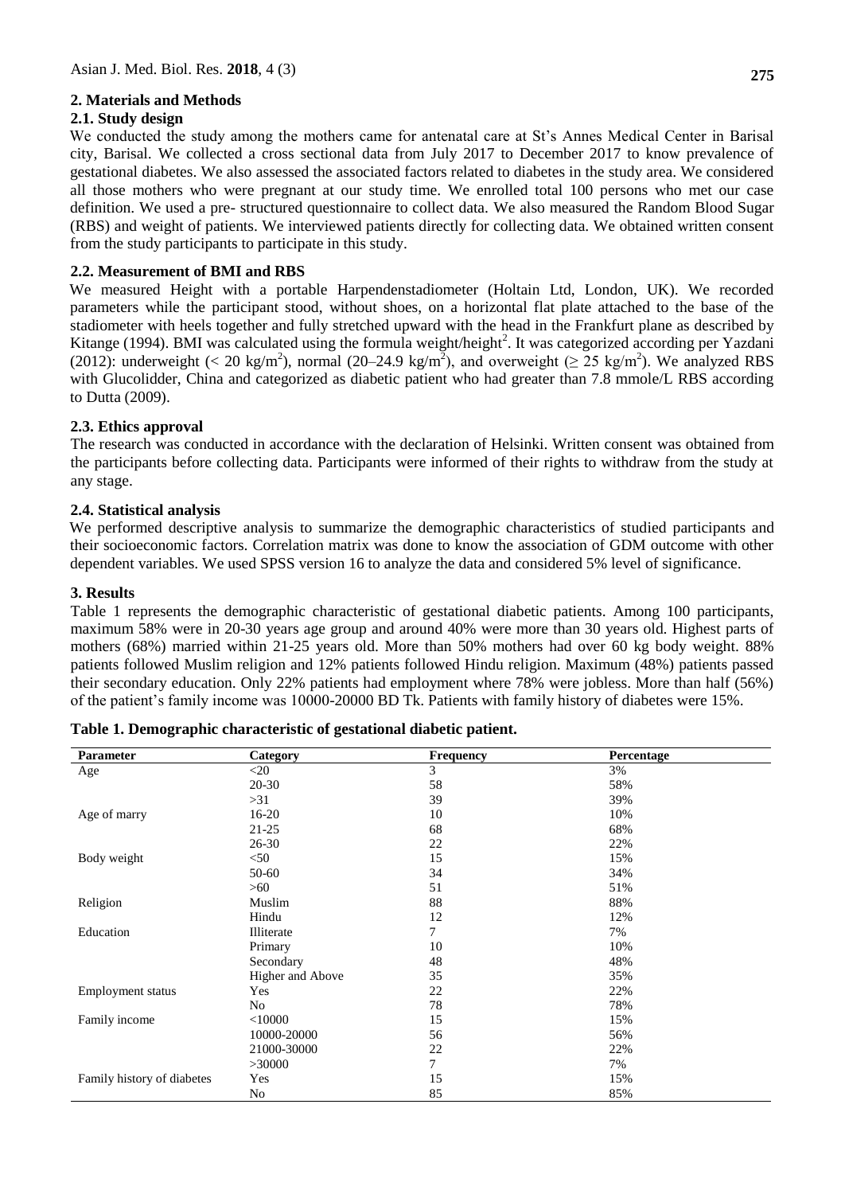## 2. Materials and Methods

### 2.1. Study design

We conducted the study among the mothers came for antenatal care at St's Annes Medical Center in Barisal city, Barisal. We collected a cross sectional data from July 2017 to December 2017 to know prevalence of gestational diabetes. We also assessed the associated factors related to diabetes in the study area. We considered all those mothers who were pregnant at our study time. We enrolled total 100 persons who met our case definition. We used a pre- structured questionnaire to collect data. We also measured the Random Blood Sugar (RBS) and weight of patients. We interviewed patients directly for collecting data. We obtained written consent from the study participants to participate in this study.

### 2.2. Measurement of BMI and RBS

We measured Height with a portable Harpendenstadiometer (Holtain Ltd, London, UK). We recorded parameters while the participant stood, without shoes, on a horizontal flat plate attached to the base of the stadiometer with heels together and fully stretched upward with the head in the Frankfurt plane as described by Kitange (1994). BMI was calculated using the formula weight/height$^2$. It was categorized according per Yazdani (2012): underweight ($< 20$ kg/m$^2$), normal (20–24.9 kg/m$^2$), and overweight ($\geq 25$ kg/m$^2$). We analyzed RBS with Glucolidder, China and categorized as diabetic patient who had greater than 7.8 mmole/L RBS according to Dutta (2009).

### 2.3. Ethics approval

The research was conducted in accordance with the declaration of Helsinki. Written consent was obtained from the participants before collecting data. Participants were informed of their rights to withdraw from the study at any stage.

### 2.4. Statistical analysis

We performed descriptive analysis to summarize the demographic characteristics of studied participants and their socioeconomic factors. Correlation matrix was done to know the association of GDM outcome with other dependent variables. We used SPSS version 16 to analyze the data and considered 5% level of significance.

## 3. Results

Table 1 represents the demographic characteristic of gestational diabetic patients. Among 100 participants, maximum 58% were in 20-30 years age group and around 40% were more than 30 years old. Highest parts of mothers (68%) married within 21-25 years old. More than 50% mothers had over 60 kg body weight. 88% patients followed Muslim religion and 12% patients followed Hindu religion. Maximum (48%) patients passed their secondary education. Only 22% patients had employment where 78% were jobless. More than half (56%) of the patient's family income was 10000-20000 BD Tk. Patients with family history of diabetes were 15%.

**Table 1. Demographic characteristic of gestational diabetic patient.**

| Parameter | Category | Frequency | Percentage |
|---|---|---|---|
| Age | <20 | 3 | 3% |
| | 20-30 | 58 | 58% |
| | >31 | 39 | 39% |
| Age of marry | 16-20 | 10 | 10% |
| | 21-25 | 68 | 68% |
| | 26-30 | 22 | 22% |
| Body weight | <50 | 15 | 15% |
| | 50-60 | 34 | 34% |
| | >60 | 51 | 51% |
| Religion | Muslim | 88 | 88% |
| | Hindu | 12 | 12% |
| Education | Illiterate | 7 | 7% |
| | Primary | 10 | 10% |
| | Secondary | 48 | 48% |
| | Higher and Above | 35 | 35% |
| Employment status | Yes | 22 | 22% |
| | No | 78 | 78% |
| Family income | <10000 | 15 | 15% |
| | 10000-20000 | 56 | 56% |
| | 21000-30000 | 22 | 22% |
| | >30000 | 7 | 7% |
| Family history of diabetes | Yes | 15 | 15% |
| | No | 85 | 85% |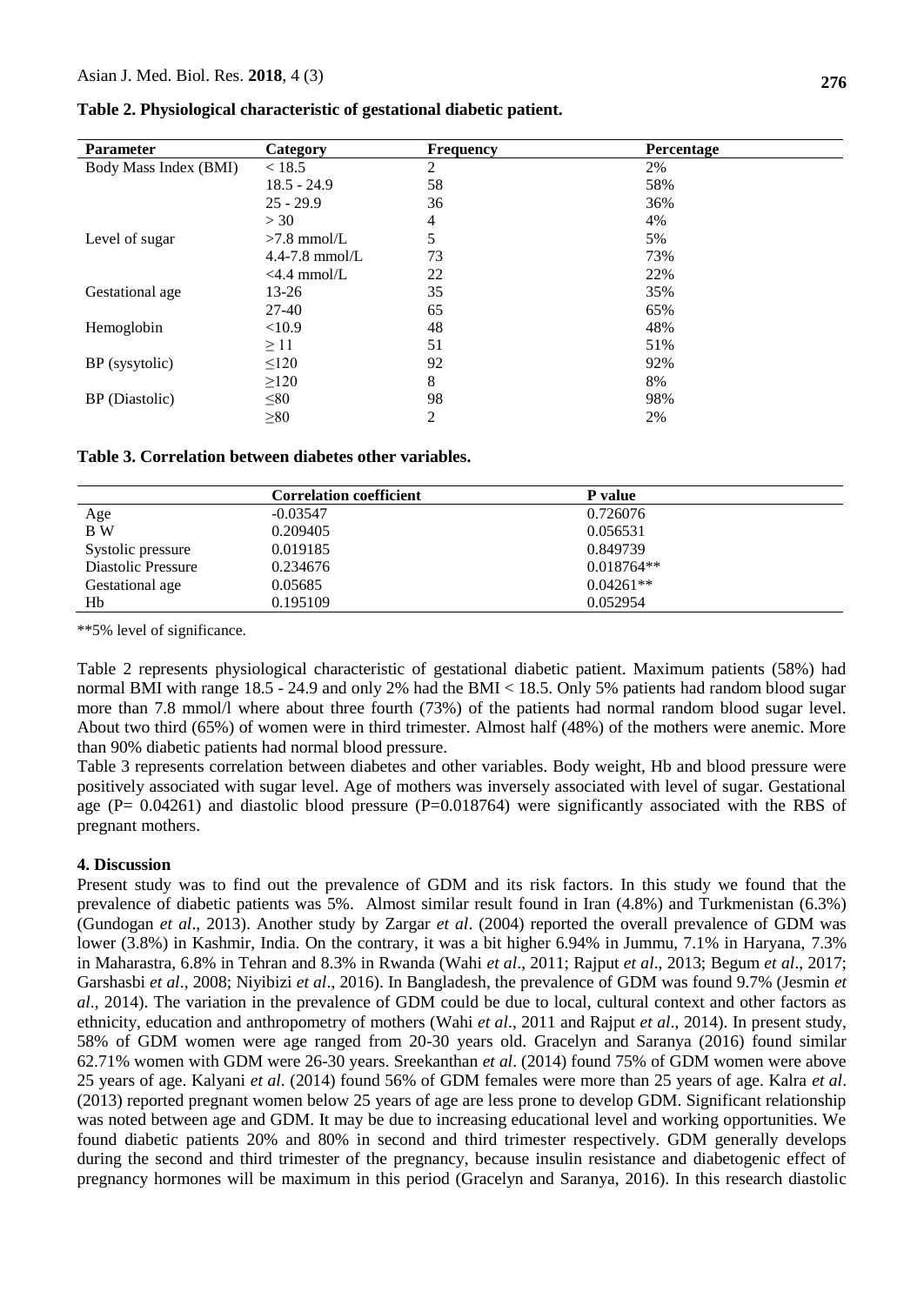**Table 2. Physiological characteristic of gestational diabetic patient.**

| Parameter | Category | Frequency | Percentage |
|---|---|---|---|
| Body Mass Index (BMI) | < 18.5 | 2 | 2% |
| | 18.5 - 24.9 | 58 | 58% |
| | 25 - 29.9 | 36 | 36% |
| | > 30 | 4 | 4% |
| Level of sugar | >7.8 mmol/L | 5 | 5% |
| | 4.4-7.8 mmol/L | 73 | 73% |
| | <4.4 mmol/L | 22 | 22% |
| Gestational age | 13-26 | 35 | 35% |
| | 27-40 | 65 | 65% |
| Hemoglobin | <10.9 | 48 | 48% |
| | ≥ 11 | 51 | 51% |
| BP (sysytolic) | ≤120 | 92 | 92% |
| | ≥120 | 8 | 8% |
| BP (Diastolic) | ≤80 | 98 | 98% |
| | ≥80 | 2 | 2% |

**Table 3. Correlation between diabetes other variables.**

| | Correlation coefficient | P value |
|---|---|---|
| Age | -0.03547 | 0.726076 |
| B W | 0.209405 | 0.056531 |
| Systolic pressure | 0.019185 | 0.849739 |
| Diastolic Pressure | 0.234676 | 0.018764** |
| Gestational age | 0.05685 | 0.04261** |
| Hb | 0.195109 | 0.052954 |

**5% level of significance.

Table 2 represents physiological characteristic of gestational diabetic patient. Maximum patients (58%) had normal BMI with range 18.5 - 24.9 and only 2% had the BMI < 18.5. Only 5% patients had random blood sugar more than 7.8 mmol/l where about three fourth (73%) of the patients had normal random blood sugar level. About two third (65%) of women were in third trimester. Almost half (48%) of the mothers were anemic. More than 90% diabetic patients had normal blood pressure.

Table 3 represents correlation between diabetes and other variables. Body weight, Hb and blood pressure were positively associated with sugar level. Age of mothers was inversely associated with level of sugar. Gestational age (P= 0.04261) and diastolic blood pressure (P=0.018764) were significantly associated with the RBS of pregnant mothers.

## 4. Discussion

Present study was to find out the prevalence of GDM and its risk factors. In this study we found that the prevalence of diabetic patients was 5%. Almost similar result found in Iran (4.8%) and Turkmenistan (6.3%) (Gundogan *et al*., 2013). Another study by Zargar *et al*. (2004) reported the overall prevalence of GDM was lower (3.8%) in Kashmir, India. On the contrary, it was a bit higher 6.94% in Jummu, 7.1% in Haryana, 7.3% in Maharastra, 6.8% in Tehran and 8.3% in Rwanda (Wahi *et al*., 2011; Rajput *et al*., 2013; Begum *et al*., 2017; Garshasbi *et al*., 2008; Niyibizi *et al*., 2016). In Bangladesh, the prevalence of GDM was found 9.7% (Jesmin *et al*., 2014). The variation in the prevalence of GDM could be due to local, cultural context and other factors as ethnicity, education and anthropometry of mothers (Wahi *et al*., 2011 and Rajput *et al*., 2014). In present study, 58% of GDM women were age ranged from 20-30 years old. Gracelyn and Saranya (2016) found similar 62.71% women with GDM were 26-30 years. Sreekanthan *et al*. (2014) found 75% of GDM women were above 25 years of age. Kalyani *et al*. (2014) found 56% of GDM females were more than 25 years of age. Kalra *et al*. (2013) reported pregnant women below 25 years of age are less prone to develop GDM. Significant relationship was noted between age and GDM. It may be due to increasing educational level and working opportunities. We found diabetic patients 20% and 80% in second and third trimester respectively. GDM generally develops during the second and third trimester of the pregnancy, because insulin resistance and diabetogenic effect of pregnancy hormones will be maximum in this period (Gracelyn and Saranya, 2016). In this research diastolic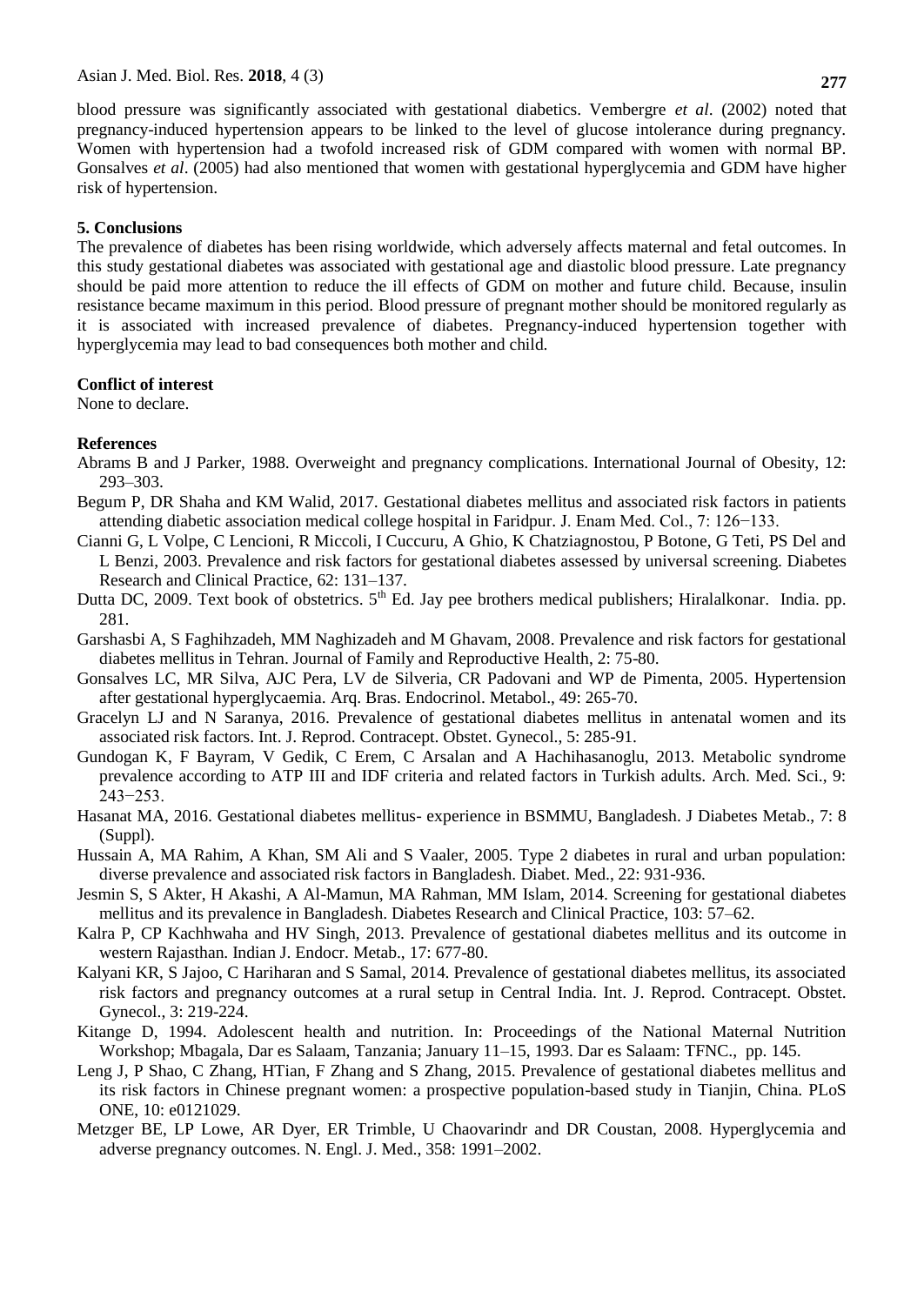blood pressure was significantly associated with gestational diabetics. Vembergre *et al*. (2002) noted that pregnancy-induced hypertension appears to be linked to the level of glucose intolerance during pregnancy. Women with hypertension had a twofold increased risk of GDM compared with women with normal BP. Gonsalves *et al*. (2005) had also mentioned that women with gestational hyperglycemia and GDM have higher risk of hypertension.

## 5. Conclusions

The prevalence of diabetes has been rising worldwide, which adversely affects maternal and fetal outcomes. In this study gestational diabetes was associated with gestational age and diastolic blood pressure. Late pregnancy should be paid more attention to reduce the ill effects of GDM on mother and future child. Because, insulin resistance became maximum in this period. Blood pressure of pregnant mother should be monitored regularly as it is associated with increased prevalence of diabetes. Pregnancy-induced hypertension together with hyperglycemia may lead to bad consequences both mother and child.

## Conflict of interest

None to declare.

## References

Abrams B and J Parker, 1988. Overweight and pregnancy complications. International Journal of Obesity, 12: 293–303.

Begum P, DR Shaha and KM Walid, 2017. Gestational diabetes mellitus and associated risk factors in patients attending diabetic association medical college hospital in Faridpur. J. Enam Med. Col., 7: 126−133.

Cianni G, L Volpe, C Lencioni, R Miccoli, I Cuccuru, A Ghio, K Chatziagnostou, P Botone, G Teti, PS Del and L Benzi, 2003. Prevalence and risk factors for gestational diabetes assessed by universal screening. Diabetes Research and Clinical Practice, 62: 131–137.

Dutta DC, 2009. Text book of obstetrics. 5th Ed. Jay pee brothers medical publishers; Hiralalkonar. India. pp. 281.

Garshasbi A, S Faghihzadeh, MM Naghizadeh and M Ghavam, 2008. Prevalence and risk factors for gestational diabetes mellitus in Tehran. Journal of Family and Reproductive Health, 2: 75-80.

Gonsalves LC, MR Silva, AJC Pera, LV de Silveria, CR Padovani and WP de Pimenta, 2005. Hypertension after gestational hyperglycaemia. Arq. Bras. Endocrinol. Metabol., 49: 265-70.

Gracelyn LJ and N Saranya, 2016. Prevalence of gestational diabetes mellitus in antenatal women and its associated risk factors. Int. J. Reprod. Contracept. Obstet. Gynecol., 5: 285-91.

Gundogan K, F Bayram, V Gedik, C Erem, C Arsalan and A Hachihasanoglu, 2013. Metabolic syndrome prevalence according to ATP III and IDF criteria and related factors in Turkish adults. Arch. Med. Sci., 9: 243−253.

Hasanat MA, 2016. Gestational diabetes mellitus- experience in BSMMU, Bangladesh. J Diabetes Metab., 7: 8 (Suppl).

Hussain A, MA Rahim, A Khan, SM Ali and S Vaaler, 2005. Type 2 diabetes in rural and urban population: diverse prevalence and associated risk factors in Bangladesh. Diabet. Med., 22: 931-936.

Jesmin S, S Akter, H Akashi, A Al-Mamun, MA Rahman, MM Islam, 2014. Screening for gestational diabetes mellitus and its prevalence in Bangladesh. Diabetes Research and Clinical Practice, 103: 57–62.

Kalra P, CP Kachhwaha and HV Singh, 2013. Prevalence of gestational diabetes mellitus and its outcome in western Rajasthan. Indian J. Endocr. Metab., 17: 677-80.

Kalyani KR, S Jajoo, C Hariharan and S Samal, 2014. Prevalence of gestational diabetes mellitus, its associated risk factors and pregnancy outcomes at a rural setup in Central India. Int. J. Reprod. Contracept. Obstet. Gynecol., 3: 219-224.

Kitange D, 1994. Adolescent health and nutrition. In: Proceedings of the National Maternal Nutrition Workshop; Mbagala, Dar es Salaam, Tanzania; January 11–15, 1993. Dar es Salaam: TFNC., pp. 145.

Leng J, P Shao, C Zhang, HTian, F Zhang and S Zhang, 2015. Prevalence of gestational diabetes mellitus and its risk factors in Chinese pregnant women: a prospective population-based study in Tianjin, China. PLoS ONE, 10: e0121029.

Metzger BE, LP Lowe, AR Dyer, ER Trimble, U Chaovarindr and DR Coustan, 2008. Hyperglycemia and adverse pregnancy outcomes. N. Engl. J. Med., 358: 1991–2002.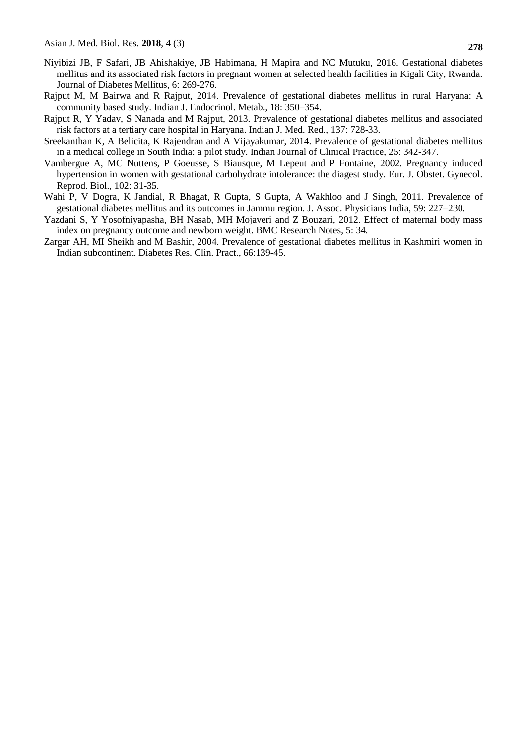Niyibizi JB, F Safari, JB Ahishakiye, JB Habimana, H Mapira and NC Mutuku, 2016. Gestational diabetes mellitus and its associated risk factors in pregnant women at selected health facilities in Kigali City, Rwanda. Journal of Diabetes Mellitus, 6: 269-276.

Rajput M, M Bairwa and R Rajput, 2014. Prevalence of gestational diabetes mellitus in rural Haryana: A community based study. Indian J. Endocrinol. Metab., 18: 350–354.

Rajput R, Y Yadav, S Nanada and M Rajput, 2013. Prevalence of gestational diabetes mellitus and associated risk factors at a tertiary care hospital in Haryana. Indian J. Med. Red., 137: 728-33.

Sreekanthan K, A Belicita, K Rajendran and A Vijayakumar, 2014. Prevalence of gestational diabetes mellitus in a medical college in South India: a pilot study. Indian Journal of Clinical Practice, 25: 342-347.

Vambergue A, MC Nuttens, P Goeusse, S Biausque, M Lepeut and P Fontaine, 2002. Pregnancy induced hypertension in women with gestational carbohydrate intolerance: the diagest study. Eur. J. Obstet. Gynecol. Reprod. Biol., 102: 31-35.

Wahi P, V Dogra, K Jandial, R Bhagat, R Gupta, S Gupta, A Wakhloo and J Singh, 2011. Prevalence of gestational diabetes mellitus and its outcomes in Jammu region. J. Assoc. Physicians India, 59: 227–230.

Yazdani S, Y Yosofniyapasha, BH Nasab, MH Mojaveri and Z Bouzari, 2012. Effect of maternal body mass index on pregnancy outcome and newborn weight. BMC Research Notes, 5: 34.

Zargar AH, MI Sheikh and M Bashir, 2004. Prevalence of gestational diabetes mellitus in Kashmiri women in Indian subcontinent. Diabetes Res. Clin. Pract., 66:139-45.